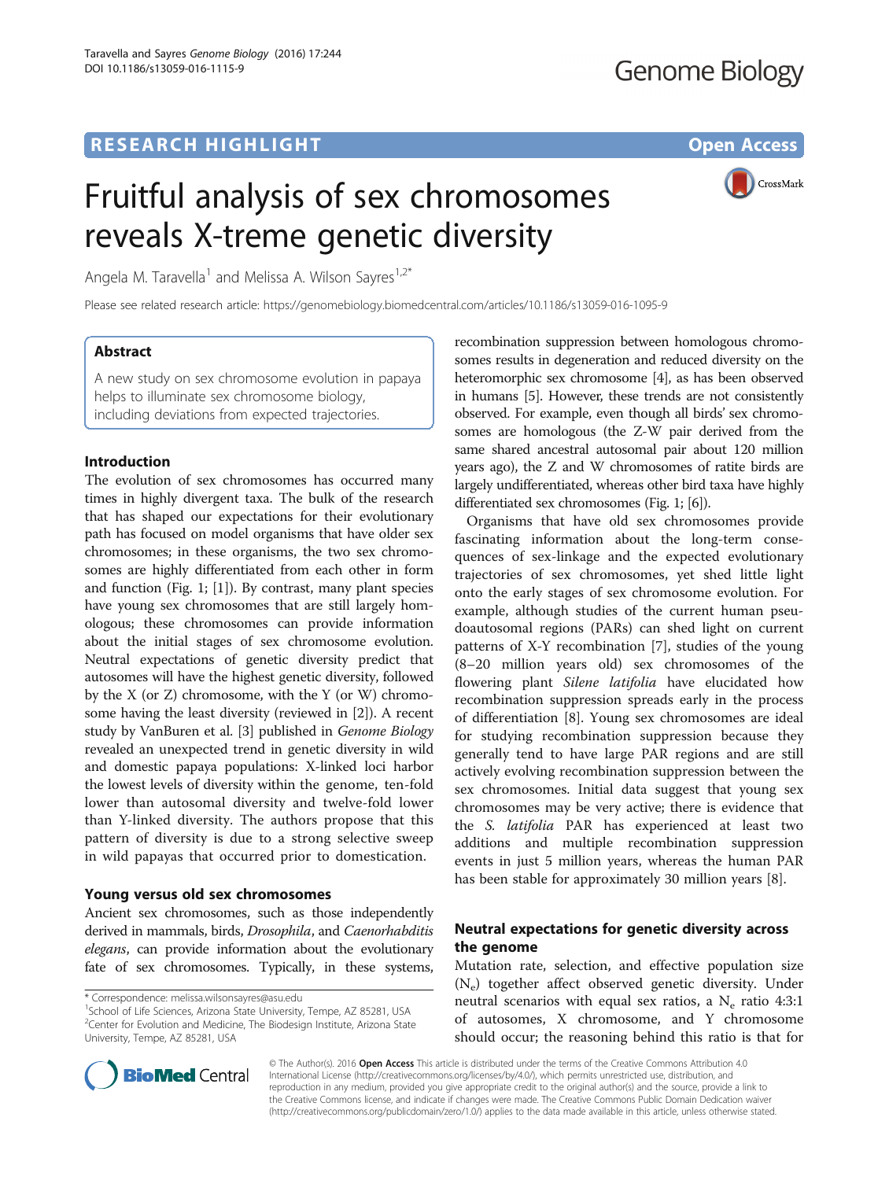RESEARCH HIGHLIGHT

Open Access

# Fruitful analysis of sex chromosomes reveals X-treme genetic diversity

Angela M. Taravella[1] and Melissa A. Wilson Sayres[1,2*]

Please see related research article: https://genomebiology.biomedcentral.com/articles/10.1186/s13059-016-1095-9

## Abstract

A new study on sex chromosome evolution in papaya helps to illuminate sex chromosome biology, including deviations from expected trajectories.

## Introduction

The evolution of sex chromosomes has occurred many times in highly divergent taxa. The bulk of the research that has shaped our expectations for their evolutionary path has focused on model organisms that have older sex chromosomes; in these organisms, the two sex chromosomes are highly differentiated from each other in form and function (Fig. 1; [1]). By contrast, many plant species have young sex chromosomes that are still largely homologous; these chromosomes can provide information about the initial stages of sex chromosome evolution. Neutral expectations of genetic diversity predict that autosomes will have the highest genetic diversity, followed by the X (or Z) chromosome, with the Y (or W) chromosome having the least diversity (reviewed in [2]). A recent study by VanBuren et al. [3] published in *Genome Biology* revealed an unexpected trend in genetic diversity in wild and domestic papaya populations: X-linked loci harbor the lowest levels of diversity within the genome, ten-fold lower than autosomal diversity and twelve-fold lower than Y-linked diversity. The authors propose that this pattern of diversity is due to a strong selective sweep in wild papayas that occurred prior to domestication.

### Young versus old sex chromosomes

Ancient sex chromosomes, such as those independently derived in mammals, birds, *Drosophila*, and *Caenorhabditis elegans*, can provide information about the evolutionary fate of sex chromosomes. Typically, in these systems, recombination suppression between homologous chromosomes results in degeneration and reduced diversity on the heteromorphic sex chromosome [4], as has been observed in humans [5]. However, these trends are not consistently observed. For example, even though all birds' sex chromosomes are homologous (the Z-W pair derived from the same shared ancestral autosomal pair about 120 million years ago), the Z and W chromosomes of ratite birds are largely undifferentiated, whereas other bird taxa have highly differentiated sex chromosomes (Fig. 1; [6]).

Organisms that have old sex chromosomes provide fascinating information about the long-term consequences of sex-linkage and the expected evolutionary trajectories of sex chromosomes, yet shed little light onto the early stages of sex chromosome evolution. For example, although studies of the current human pseudoautosomal regions (PARs) can shed light on current patterns of X-Y recombination [7], studies of the young (8–20 million years old) sex chromosomes of the flowering plant *Silene latifolia* have elucidated how recombination suppression spreads early in the process of differentiation [8]. Young sex chromosomes are ideal for studying recombination suppression because they generally tend to have large PAR regions and are still actively evolving recombination suppression between the sex chromosomes. Initial data suggest that young sex chromosomes may be very active; there is evidence that the *S. latifolia* PAR has experienced at least two additions and multiple recombination suppression events in just 5 million years, whereas the human PAR has been stable for approximately 30 million years [8].

## Neutral expectations for genetic diversity across the genome

Mutation rate, selection, and effective population size ($N_e$) together affect observed genetic diversity. Under neutral scenarios with equal sex ratios, a $N_e$ ratio 4:3:1 of autosomes, X chromosome, and Y chromosome should occur; the reasoning behind this ratio is that for

* Correspondence: melissa.wilsonsayres@asu.edu
[1]School of Life Sciences, Arizona State University, Tempe, AZ 85281, USA
[2]Center for Evolution and Medicine, The Biodesign Institute, Arizona State University, Tempe, AZ 85281, USA

© The Author(s). 2016 **Open Access** This article is distributed under the terms of the Creative Commons Attribution 4.0 International License (http://creativecommons.org/licenses/by/4.0/), which permits unrestricted use, distribution, and reproduction in any medium, provided you give appropriate credit to the original author(s) and the source, provide a link to the Creative Commons license, and indicate if changes were made. The Creative Commons Public Domain Dedication waiver (http://creativecommons.org/publicdomain/zero/1.0/) applies to the data made available in this article, unless otherwise stated.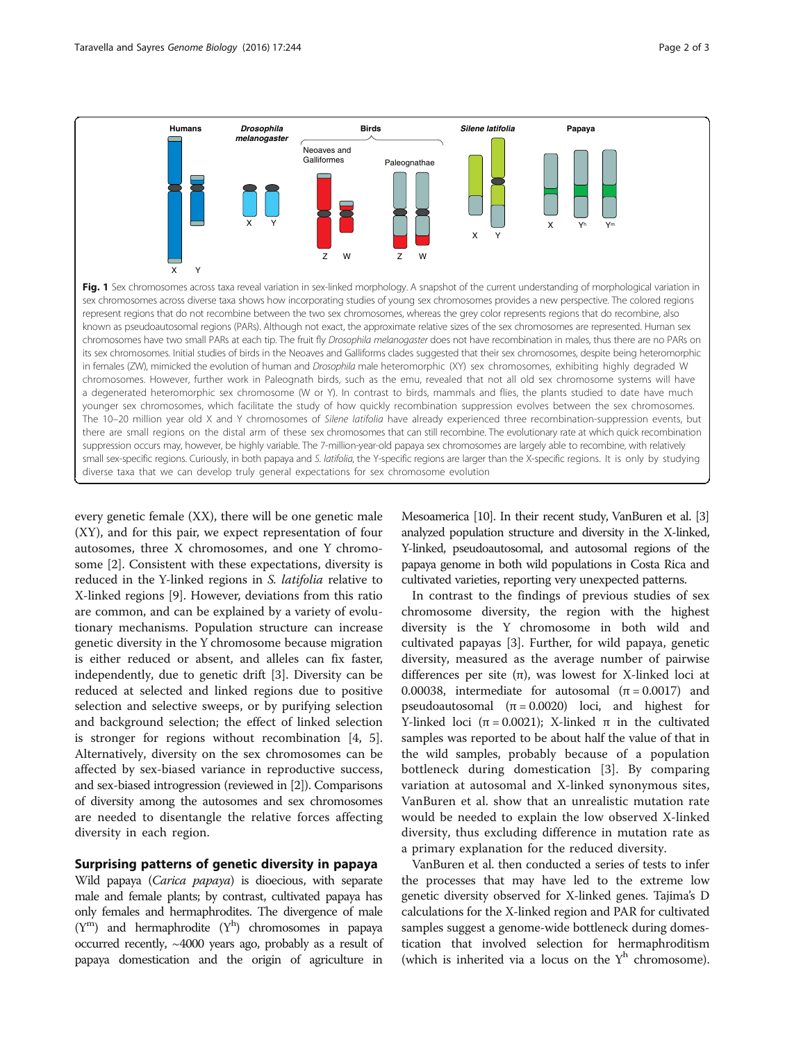Humans

*Drosophila melanogaster*

Birds

Neoaves and Galliformes

Paleognathae

*Silene latifolia*

Papaya

X Y

X Y

Z W

Z W

X Y

X $Y^h$ $Y^m$

**Fig. 1** Sex chromosomes across taxa reveal variation in sex-linked morphology. A snapshot of the current understanding of morphological variation in sex chromosomes across diverse taxa shows how incorporating studies of young sex chromosomes provides a new perspective. The colored regions represent regions that do not recombine between the two sex chromosomes, whereas the grey color represents regions that do recombine, also known as pseudoautosomal regions (PARs). Although not exact, the approximate relative sizes of the sex chromosomes are represented. Human sex chromosomes have two small PARs at each tip. The fruit fly *Drosophila melanogaster* does not have recombination in males, thus there are no PARs on its sex chromosomes. Initial studies of birds in the Neoaves and Galliforms clades suggested that their sex chromosomes, despite being heteromorphic in females (ZW), mimicked the evolution of human and *Drosophila* male heteromorphic (XY) sex chromosomes, exhibiting highly degraded W chromosomes. However, further work in Paleognath birds, such as the emu, revealed that not all old sex chromosome systems will have a degenerated heteromorphic sex chromosome (W or Y). In contrast to birds, mammals and flies, the plants studied to date have much younger sex chromosomes, which facilitate the study of how quickly recombination suppression evolves between the sex chromosomes. The 10–20 million year old X and Y chromosomes of *Silene latifolia* have already experienced three recombination-suppression events, but there are small regions on the distal arm of these sex chromosomes that can still recombine. The evolutionary rate at which quick recombination suppression occurs may, however, be highly variable. The 7-million-year-old papaya sex chromosomes are largely able to recombine, with relatively small sex-specific regions. Curiously, in both papaya and *S. latifolia*, the Y-specific regions are larger than the X-specific regions. It is only by studying diverse taxa that we can develop truly general expectations for sex chromosome evolution

every genetic female (XX), there will be one genetic male (XY), and for this pair, we expect representation of four autosomes, three X chromosomes, and one Y chromosome [2]. Consistent with these expectations, diversity is reduced in the Y-linked regions in *S. latifolia* relative to X-linked regions [9]. However, deviations from this ratio are common, and can be explained by a variety of evolutionary mechanisms. Population structure can increase genetic diversity in the Y chromosome because migration is either reduced or absent, and alleles can fix faster, independently, due to genetic drift [3]. Diversity can be reduced at selected and linked regions due to positive selection and selective sweeps, or by purifying selection and background selection; the effect of linked selection is stronger for regions without recombination [4, 5]. Alternatively, diversity on the sex chromosomes can be affected by sex-biased variance in reproductive success, and sex-biased introgression (reviewed in [2]). Comparisons of diversity among the autosomes and sex chromosomes are needed to disentangle the relative forces affecting diversity in each region.

## Surprising patterns of genetic diversity in papaya

Wild papaya (*Carica papaya*) is dioecious, with separate male and female plants; by contrast, cultivated papaya has only females and hermaphrodites. The divergence of male ($Y^m$) and hermaphrodite ($Y^h$) chromosomes in papaya occurred recently, ~4000 years ago, probably as a result of papaya domestication and the origin of agriculture in Mesoamerica [10]. In their recent study, VanBuren et al. [3] analyzed population structure and diversity in the X-linked, Y-linked, pseudoautosomal, and autosomal regions of the papaya genome in both wild populations in Costa Rica and cultivated varieties, reporting very unexpected patterns.

In contrast to the findings of previous studies of sex chromosome diversity, the region with the highest diversity is the Y chromosome in both wild and cultivated papayas [3]. Further, for wild papaya, genetic diversity, measured as the average number of pairwise differences per site ($\pi$), was lowest for X-linked loci at 0.00038, intermediate for autosomal ($\pi = 0.0017$) and pseudoautosomal ($\pi = 0.0020$) loci, and highest for Y-linked loci ($\pi = 0.0021$); X-linked $\pi$ in the cultivated samples was reported to be about half the value of that in the wild samples, probably because of a population bottleneck during domestication [3]. By comparing variation at autosomal and X-linked synonymous sites, VanBuren et al. show that an unrealistic mutation rate would be needed to explain the low observed X-linked diversity, thus excluding difference in mutation rate as a primary explanation for the reduced diversity.

VanBuren et al. then conducted a series of tests to infer the processes that may have led to the extreme low genetic diversity observed for X-linked genes. Tajima's D calculations for the X-linked region and PAR for cultivated samples suggest a genome-wide bottleneck during domestication that involved selection for hermaphroditism (which is inherited via a locus on the $Y^h$ chromosome).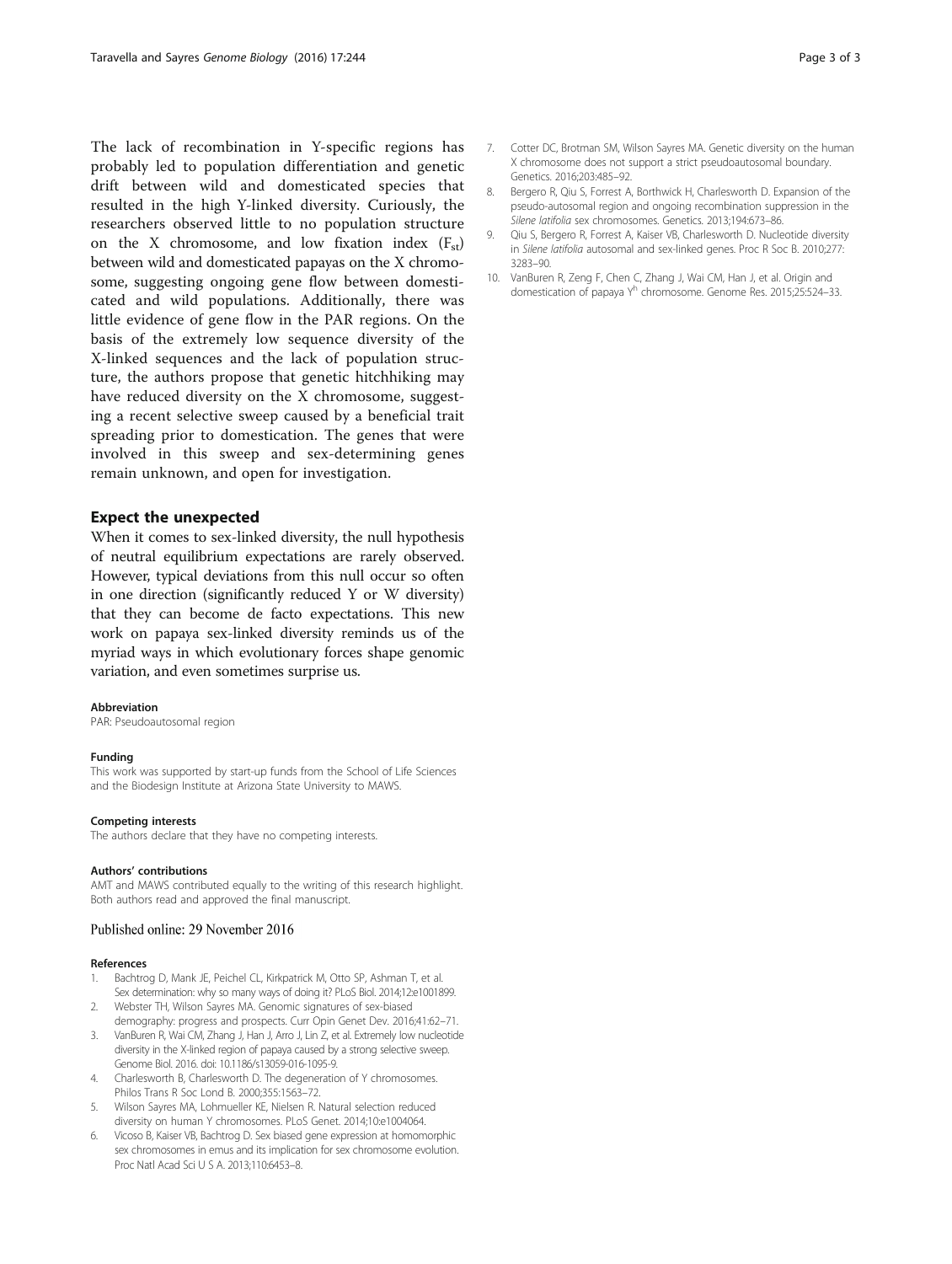The lack of recombination in Y-specific regions has probably led to population differentiation and genetic drift between wild and domesticated species that resulted in the high Y-linked diversity. Curiously, the researchers observed little to no population structure on the X chromosome, and low fixation index ($F_{st}$) between wild and domesticated papayas on the X chromosome, suggesting ongoing gene flow between domesticated and wild populations. Additionally, there was little evidence of gene flow in the PAR regions. On the basis of the extremely low sequence diversity of the X-linked sequences and the lack of population structure, the authors propose that genetic hitchhiking may have reduced diversity on the X chromosome, suggesting a recent selective sweep caused by a beneficial trait spreading prior to domestication. The genes that were involved in this sweep and sex-determining genes remain unknown, and open for investigation.

## Expect the unexpected

When it comes to sex-linked diversity, the null hypothesis of neutral equilibrium expectations are rarely observed. However, typical deviations from this null occur so often in one direction (significantly reduced Y or W diversity) that they can become de facto expectations. This new work on papaya sex-linked diversity reminds us of the myriad ways in which evolutionary forces shape genomic variation, and even sometimes surprise us.

#### Abbreviation

PAR: Pseudoautosomal region

#### Funding

This work was supported by start-up funds from the School of Life Sciences and the Biodesign Institute at Arizona State University to MAWS.

#### Competing interests

The authors declare that they have no competing interests.

#### Authors' contributions

AMT and MAWS contributed equally to the writing of this research highlight. Both authors read and approved the final manuscript.

Published online: 29 November 2016

#### References

1. Bachtrog D, Mank JE, Peichel CL, Kirkpatrick M, Otto SP, Ashman T, et al. Sex determination: why so many ways of doing it? PLoS Biol. 2014;12:e1001899.
2. Webster TH, Wilson Sayres MA. Genomic signatures of sex-biased demography: progress and prospects. Curr Opin Genet Dev. 2016;41:62–71.
3. VanBuren R, Wai CM, Zhang J, Han J, Arro J, Lin Z, et al. Extremely low nucleotide diversity in the X-linked region of papaya caused by a strong selective sweep. Genome Biol. 2016. doi: 10.1186/s13059-016-1095-9.
4. Charlesworth B, Charlesworth D. The degeneration of Y chromosomes. Philos Trans R Soc Lond B. 2000;355:1563–72.
5. Wilson Sayres MA, Lohmueller KE, Nielsen R. Natural selection reduced diversity on human Y chromosomes. PLoS Genet. 2014;10:e1004064.
6. Vicoso B, Kaiser VB, Bachtrog D. Sex biased gene expression at homomorphic sex chromosomes in emus and its implication for sex chromosome evolution. Proc Natl Acad Sci U S A. 2013;110:6453–8.
7. Cotter DC, Brotman SM, Wilson Sayres MA. Genetic diversity on the human X chromosome does not support a strict pseudoautosomal boundary. Genetics. 2016;203:485–92.
8. Bergero R, Qiu S, Forrest A, Borthwick H, Charlesworth D. Expansion of the pseudo-autosomal region and ongoing recombination suppression in the *Silene latifolia* sex chromosomes. Genetics. 2013;194:673–86.
9. Qiu S, Bergero R, Forrest A, Kaiser VB, Charlesworth D. Nucleotide diversity in *Silene latifolia* autosomal and sex-linked genes. Proc R Soc B. 2010;277: 3283–90.
10. VanBuren R, Zeng F, Chen C, Zhang J, Wai CM, Han J, et al. Origin and domestication of papaya $Y^h$ chromosome. Genome Res. 2015;25:524–33.